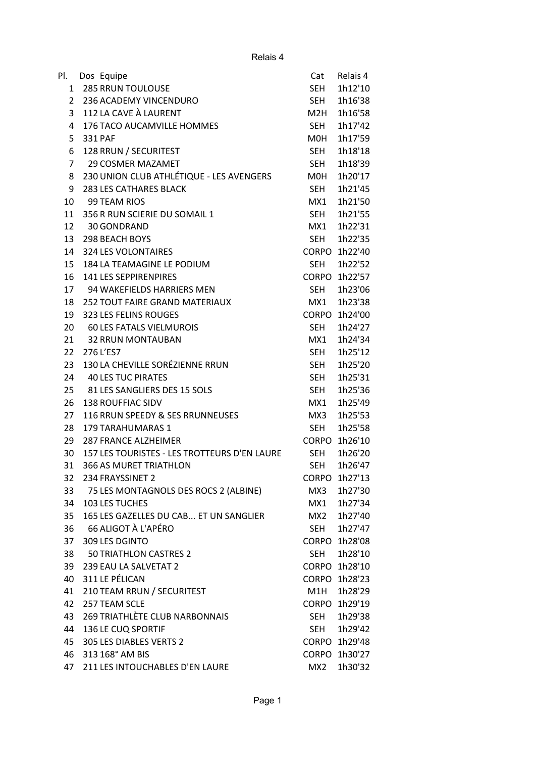# Relais 4

| Pl. | Dos | Equipe | Cat | Relais 4 |
|---|---|---|---|---|
| 1 | 285 | RRUN TOULOUSE | SEH | 1h12'10 |
| 2 | 236 | ACADEMY VINCENDURO | SEH | 1h16'38 |
| 3 | 112 | LA CAVE À LAURENT | M2H | 1h16'58 |
| 4 | 176 | TACO AUCAMVILLE HOMMES | SEH | 1h17'42 |
| 5 | 331 | PAF | M0H | 1h17'59 |
| 6 | 128 | RRUN / SECURITEST | SEH | 1h18'18 |
| 7 | 29 | COSMER MAZAMET | SEH | 1h18'39 |
| 8 | 230 | UNION CLUB ATHLÉTIQUE - LES AVENGERS | M0H | 1h20'17 |
| 9 | 283 | LES CATHARES BLACK | SEH | 1h21'45 |
| 10 | 99 | TEAM RIOS | MX1 | 1h21'50 |
| 11 | 356 | R RUN SCIERIE DU SOMAIL 1 | SEH | 1h21'55 |
| 12 | 30 | GONDRAND | MX1 | 1h22'31 |
| 13 | 298 | BEACH BOYS | SEH | 1h22'35 |
| 14 | 324 | LES VOLONTAIRES | CORPO | 1h22'40 |
| 15 | 184 | LA TEAMAGINE LE PODIUM | SEH | 1h22'52 |
| 16 | 141 | LES SEPPIRENPIRES | CORPO | 1h22'57 |
| 17 | 94 | WAKEFIELDS HARRIERS MEN | SEH | 1h23'06 |
| 18 | 252 | TOUT FAIRE GRAND MATERIAUX | MX1 | 1h23'38 |
| 19 | 323 | LES FELINS ROUGES | CORPO | 1h24'00 |
| 20 | 60 | LES FATALS VIELMUROIS | SEH | 1h24'27 |
| 21 | 32 | RRUN MONTAUBAN | MX1 | 1h24'34 |
| 22 | 276 | L'ES7 | SEH | 1h25'12 |
| 23 | 130 | LA CHEVILLE SORÉZIENNE RRUN | SEH | 1h25'20 |
| 24 | 40 | LES TUC PIRATES | SEH | 1h25'31 |
| 25 | 81 | LES SANGLIERS DES 15 SOLS | SEH | 1h25'36 |
| 26 | 138 | ROUFFIAC SIDV | MX1 | 1h25'49 |
| 27 | 116 | RRUN SPEEDY & SES RRUNNEUSES | MX3 | 1h25'53 |
| 28 | 179 | TARAHUMARAS 1 | SEH | 1h25'58 |
| 29 | 287 | FRANCE ALZHEIMER | CORPO | 1h26'10 |
| 30 | 157 | LES TOURISTES - LES TROTTEURS D'EN LAURE | SEH | 1h26'20 |
| 31 | 366 | AS MURET TRIATHLON | SEH | 1h26'47 |
| 32 | 234 | FRAYSSINET 2 | CORPO | 1h27'13 |
| 33 | 75 | LES MONTAGNOLS DES ROCS 2 (ALBINE) | MX3 | 1h27'30 |
| 34 | 103 | LES TUCHES | MX1 | 1h27'34 |
| 35 | 165 | LES GAZELLES DU CAB... ET UN SANGLIER | MX2 | 1h27'40 |
| 36 | 66 | ALIGOT À L'APÉRO | SEH | 1h27'47 |
| 37 | 309 | LES DGINTO | CORPO | 1h28'08 |
| 38 | 50 | TRIATHLON CASTRES 2 | SEH | 1h28'10 |
| 39 | 239 | EAU LA SALVETAT 2 | CORPO | 1h28'10 |
| 40 | 311 | LE PÉLICAN | CORPO | 1h28'23 |
| 41 | 210 | TEAM RRUN / SECURITEST | M1H | 1h28'29 |
| 42 | 257 | TEAM SCLE | CORPO | 1h29'19 |
| 43 | 269 | TRIATHLÈTE CLUB NARBONNAIS | SEH | 1h29'38 |
| 44 | 136 | LE CUQ SPORTIF | SEH | 1h29'42 |
| 45 | 305 | LES DIABLES VERTS 2 | CORPO | 1h29'48 |
| 46 | 313 | 168° AM BIS | CORPO | 1h30'27 |
| 47 | 211 | LES INTOUCHABLES D'EN LAURE | MX2 | 1h30'32 |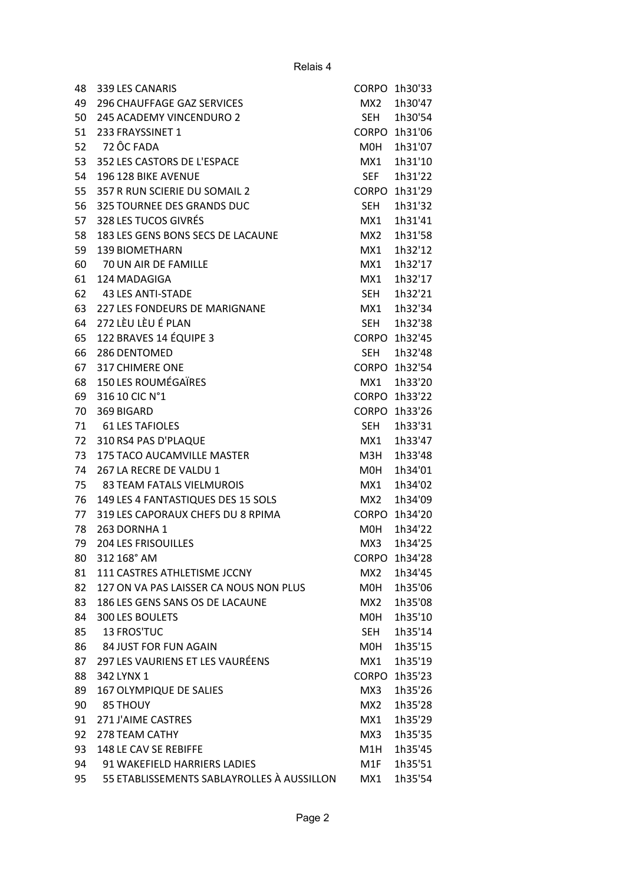Relais 4

| | | | |
|---|---|---|---|
| 48 | 339 LES CANARIS | CORPO | 1h30'33 |
| 49 | 296 CHAUFFAGE GAZ SERVICES | MX2 | 1h30'47 |
| 50 | 245 ACADEMY VINCENDURO 2 | SEH | 1h30'54 |
| 51 | 233 FRAYSSINET 1 | CORPO | 1h31'06 |
| 52 | 72 ÔC FADA | M0H | 1h31'07 |
| 53 | 352 LES CASTORS DE L'ESPACE | MX1 | 1h31'10 |
| 54 | 196 128 BIKE AVENUE | SEF | 1h31'22 |
| 55 | 357 R RUN SCIERIE DU SOMAIL 2 | CORPO | 1h31'29 |
| 56 | 325 TOURNEE DES GRANDS DUC | SEH | 1h31'32 |
| 57 | 328 LES TUCOS GIVRÉS | MX1 | 1h31'41 |
| 58 | 183 LES GENS BONS SECS DE LACAUNE | MX2 | 1h31'58 |
| 59 | 139 BIOMETHARN | MX1 | 1h32'12 |
| 60 | 70 UN AIR DE FAMILLE | MX1 | 1h32'17 |
| 61 | 124 MADAGIGA | MX1 | 1h32'17 |
| 62 | 43 LES ANTI-STADE | SEH | 1h32'21 |
| 63 | 227 LES FONDEURS DE MARIGNANE | MX1 | 1h32'34 |
| 64 | 272 LÈU LÈU É PLAN | SEH | 1h32'38 |
| 65 | 122 BRAVES 14 ÉQUIPE 3 | CORPO | 1h32'45 |
| 66 | 286 DENTOMED | SEH | 1h32'48 |
| 67 | 317 CHIMERE ONE | CORPO | 1h32'54 |
| 68 | 150 LES ROUMÉGAÏRES | MX1 | 1h33'20 |
| 69 | 316 10 CIC N°1 | CORPO | 1h33'22 |
| 70 | 369 BIGARD | CORPO | 1h33'26 |
| 71 | 61 LES TAFIOLES | SEH | 1h33'31 |
| 72 | 310 RS4 PAS D'PLAQUE | MX1 | 1h33'47 |
| 73 | 175 TACO AUCAMVILLE MASTER | M3H | 1h33'48 |
| 74 | 267 LA RECRE DE VALDU 1 | M0H | 1h34'01 |
| 75 | 83 TEAM FATALS VIELMUROIS | MX1 | 1h34'02 |
| 76 | 149 LES 4 FANTASTIQUES DES 15 SOLS | MX2 | 1h34'09 |
| 77 | 319 LES CAPORAUX CHEFS DU 8 RPIMA | CORPO | 1h34'20 |
| 78 | 263 DORNHA 1 | M0H | 1h34'22 |
| 79 | 204 LES FRISOUILLES | MX3 | 1h34'25 |
| 80 | 312 168° AM | CORPO | 1h34'28 |
| 81 | 111 CASTRES ATHLETISME JCCNY | MX2 | 1h34'45 |
| 82 | 127 ON VA PAS LAISSER CA NOUS NON PLUS | M0H | 1h35'06 |
| 83 | 186 LES GENS SANS OS DE LACAUNE | MX2 | 1h35'08 |
| 84 | 300 LES BOULETS | M0H | 1h35'10 |
| 85 | 13 FROS'TUC | SEH | 1h35'14 |
| 86 | 84 JUST FOR FUN AGAIN | M0H | 1h35'15 |
| 87 | 297 LES VAURIENS ET LES VAURÉENS | MX1 | 1h35'19 |
| 88 | 342 LYNX 1 | CORPO | 1h35'23 |
| 89 | 167 OLYMPIQUE DE SALIES | MX3 | 1h35'26 |
| 90 | 85 THOUY | MX2 | 1h35'28 |
| 91 | 271 J'AIME CASTRES | MX1 | 1h35'29 |
| 92 | 278 TEAM CATHY | MX3 | 1h35'35 |
| 93 | 148 LE CAV SE REBIFFE | M1H | 1h35'45 |
| 94 | 91 WAKEFIELD HARRIERS LADIES | M1F | 1h35'51 |
| 95 | 55 ETABLISSEMENTS SABLAYROLLES À AUSSILLON | MX1 | 1h35'54 |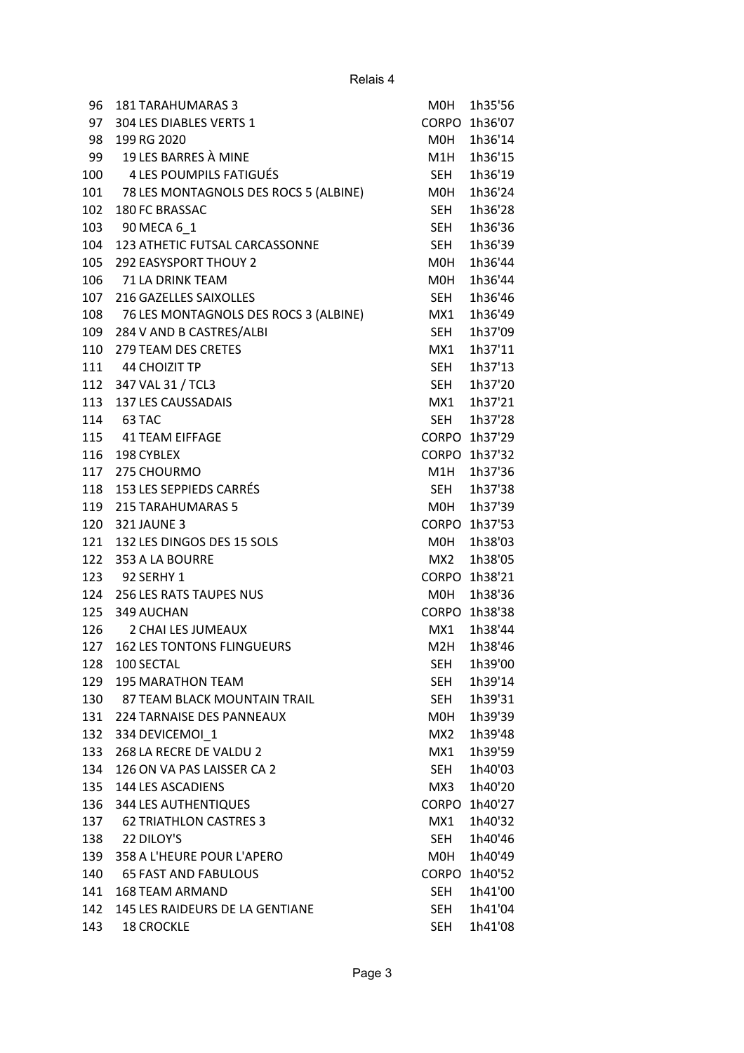Relais 4

| | | | |
|---|---|---|---|
| 96 | 181 TARAHUMARAS 3 | M0H | 1h35'56 |
| 97 | 304 LES DIABLES VERTS 1 | CORPO | 1h36'07 |
| 98 | 199 RG 2020 | M0H | 1h36'14 |
| 99 | 19 LES BARRES À MINE | M1H | 1h36'15 |
| 100 | 4 LES POUMPILS FATIGUÉS | SEH | 1h36'19 |
| 101 | 78 LES MONTAGNOLS DES ROCS 5 (ALBINE) | M0H | 1h36'24 |
| 102 | 180 FC BRASSAC | SEH | 1h36'28 |
| 103 | 90 MECA 6_1 | SEH | 1h36'36 |
| 104 | 123 ATHETIC FUTSAL CARCASSONNE | SEH | 1h36'39 |
| 105 | 292 EASYSPORT THOUY 2 | M0H | 1h36'44 |
| 106 | 71 LA DRINK TEAM | M0H | 1h36'44 |
| 107 | 216 GAZELLES SAIXOLLES | SEH | 1h36'46 |
| 108 | 76 LES MONTAGNOLS DES ROCS 3 (ALBINE) | MX1 | 1h36'49 |
| 109 | 284 V AND B CASTRES/ALBI | SEH | 1h37'09 |
| 110 | 279 TEAM DES CRETES | MX1 | 1h37'11 |
| 111 | 44 CHOIZIT TP | SEH | 1h37'13 |
| 112 | 347 VAL 31 / TCL3 | SEH | 1h37'20 |
| 113 | 137 LES CAUSSADAIS | MX1 | 1h37'21 |
| 114 | 63 TAC | SEH | 1h37'28 |
| 115 | 41 TEAM EIFFAGE | CORPO | 1h37'29 |
| 116 | 198 CYBLEX | CORPO | 1h37'32 |
| 117 | 275 CHOURMO | M1H | 1h37'36 |
| 118 | 153 LES SEPPIEDS CARRÉS | SEH | 1h37'38 |
| 119 | 215 TARAHUMARAS 5 | M0H | 1h37'39 |
| 120 | 321 JAUNE 3 | CORPO | 1h37'53 |
| 121 | 132 LES DINGOS DES 15 SOLS | M0H | 1h38'03 |
| 122 | 353 A LA BOURRE | MX2 | 1h38'05 |
| 123 | 92 SERHY 1 | CORPO | 1h38'21 |
| 124 | 256 LES RATS TAUPES NUS | M0H | 1h38'36 |
| 125 | 349 AUCHAN | CORPO | 1h38'38 |
| 126 | 2 CHAI LES JUMEAUX | MX1 | 1h38'44 |
| 127 | 162 LES TONTONS FLINGUEURS | M2H | 1h38'46 |
| 128 | 100 SECTAL | SEH | 1h39'00 |
| 129 | 195 MARATHON TEAM | SEH | 1h39'14 |
| 130 | 87 TEAM BLACK MOUNTAIN TRAIL | SEH | 1h39'31 |
| 131 | 224 TARNAISE DES PANNEAUX | M0H | 1h39'39 |
| 132 | 334 DEVICEMOI_1 | MX2 | 1h39'48 |
| 133 | 268 LA RECRE DE VALDU 2 | MX1 | 1h39'59 |
| 134 | 126 ON VA PAS LAISSER CA 2 | SEH | 1h40'03 |
| 135 | 144 LES ASCADIENS | MX3 | 1h40'20 |
| 136 | 344 LES AUTHENTIQUES | CORPO | 1h40'27 |
| 137 | 62 TRIATHLON CASTRES 3 | MX1 | 1h40'32 |
| 138 | 22 DILOY'S | SEH | 1h40'46 |
| 139 | 358 A L'HEURE POUR L'APERO | M0H | 1h40'49 |
| 140 | 65 FAST AND FABULOUS | CORPO | 1h40'52 |
| 141 | 168 TEAM ARMAND | SEH | 1h41'00 |
| 142 | 145 LES RAIDEURS DE LA GENTIANE | SEH | 1h41'04 |
| 143 | 18 CROCKLE | SEH | 1h41'08 |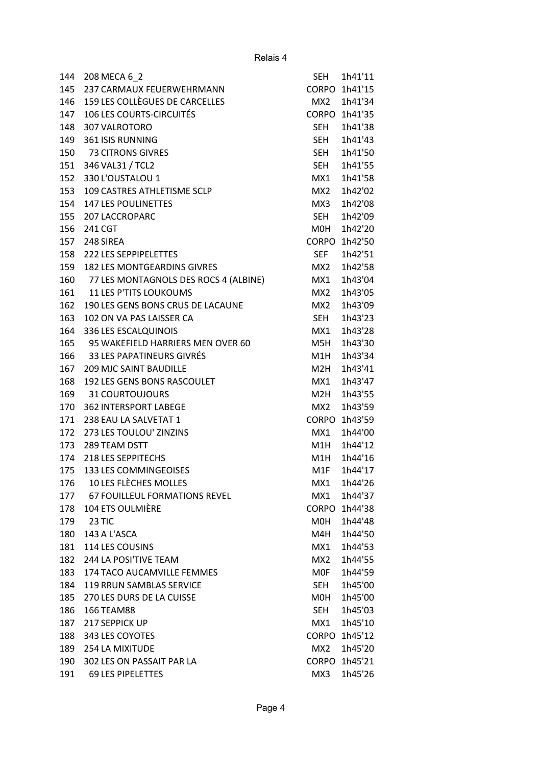Relais 4

| | | | |
|---|---|---|---|
| 144 | 208 MECA 6_2 | SEH | 1h41'11 |
| 145 | 237 CARMAUX FEUERWEHRMANN | CORPO | 1h41'15 |
| 146 | 159 LES COLLÈGUES DE CARCELLES | MX2 | 1h41'34 |
| 147 | 106 LES COURTS-CIRCUITÉS | CORPO | 1h41'35 |
| 148 | 307 VALROTORO | SEH | 1h41'38 |
| 149 | 361 ISIS RUNNING | SEH | 1h41'43 |
| 150 | 73 CITRONS GIVRES | SEH | 1h41'50 |
| 151 | 346 VAL31 / TCL2 | SEH | 1h41'55 |
| 152 | 330 L'OUSTALOU 1 | MX1 | 1h41'58 |
| 153 | 109 CASTRES ATHLETISME SCLP | MX2 | 1h42'02 |
| 154 | 147 LES POULINETTES | MX3 | 1h42'08 |
| 155 | 207 LACCROPARC | SEH | 1h42'09 |
| 156 | 241 CGT | M0H | 1h42'20 |
| 157 | 248 SIREA | CORPO | 1h42'50 |
| 158 | 222 LES SEPPIPELETTES | SEF | 1h42'51 |
| 159 | 182 LES MONTGEARDINS GIVRES | MX2 | 1h42'58 |
| 160 | 77 LES MONTAGNOLS DES ROCS 4 (ALBINE) | MX1 | 1h43'04 |
| 161 | 11 LES P'TITS LOUKOUMS | MX2 | 1h43'05 |
| 162 | 190 LES GENS BONS CRUS DE LACAUNE | MX2 | 1h43'09 |
| 163 | 102 ON VA PAS LAISSER CA | SEH | 1h43'23 |
| 164 | 336 LES ESCALQUINOIS | MX1 | 1h43'28 |
| 165 | 95 WAKEFIELD HARRIERS MEN OVER 60 | M5H | 1h43'30 |
| 166 | 33 LES PAPATINEURS GIVRÉS | M1H | 1h43'34 |
| 167 | 209 MJC SAINT BAUDILLE | M2H | 1h43'41 |
| 168 | 192 LES GENS BONS RASCOULET | MX1 | 1h43'47 |
| 169 | 31 COURTOUJOURS | M2H | 1h43'55 |
| 170 | 362 INTERSPORT LABEGE | MX2 | 1h43'59 |
| 171 | 238 EAU LA SALVETAT 1 | CORPO | 1h43'59 |
| 172 | 273 LES TOULOU' ZINZINS | MX1 | 1h44'00 |
| 173 | 289 TEAM DSTT | M1H | 1h44'12 |
| 174 | 218 LES SEPPITECHS | M1H | 1h44'16 |
| 175 | 133 LES COMMINGEOISES | M1F | 1h44'17 |
| 176 | 10 LES FLÈCHES MOLLES | MX1 | 1h44'26 |
| 177 | 67 FOUILLEUL FORMATIONS REVEL | MX1 | 1h44'37 |
| 178 | 104 ETS OULMIÈRE | CORPO | 1h44'38 |
| 179 | 23 TIC | M0H | 1h44'48 |
| 180 | 143 A L'ASCA | M4H | 1h44'50 |
| 181 | 114 LES COUSINS | MX1 | 1h44'53 |
| 182 | 244 LA POSI'TIVE TEAM | MX2 | 1h44'55 |
| 183 | 174 TACO AUCAMVILLE FEMMES | M0F | 1h44'59 |
| 184 | 119 RRUN SAMBLAS SERVICE | SEH | 1h45'00 |
| 185 | 270 LES DURS DE LA CUISSE | M0H | 1h45'00 |
| 186 | 166 TEAM88 | SEH | 1h45'03 |
| 187 | 217 SEPPICK UP | MX1 | 1h45'10 |
| 188 | 343 LES COYOTES | CORPO | 1h45'12 |
| 189 | 254 LA MIXITUDE | MX2 | 1h45'20 |
| 190 | 302 LES ON PASSAIT PAR LA | CORPO | 1h45'21 |
| 191 | 69 LES PIPELETTES | MX3 | 1h45'26 |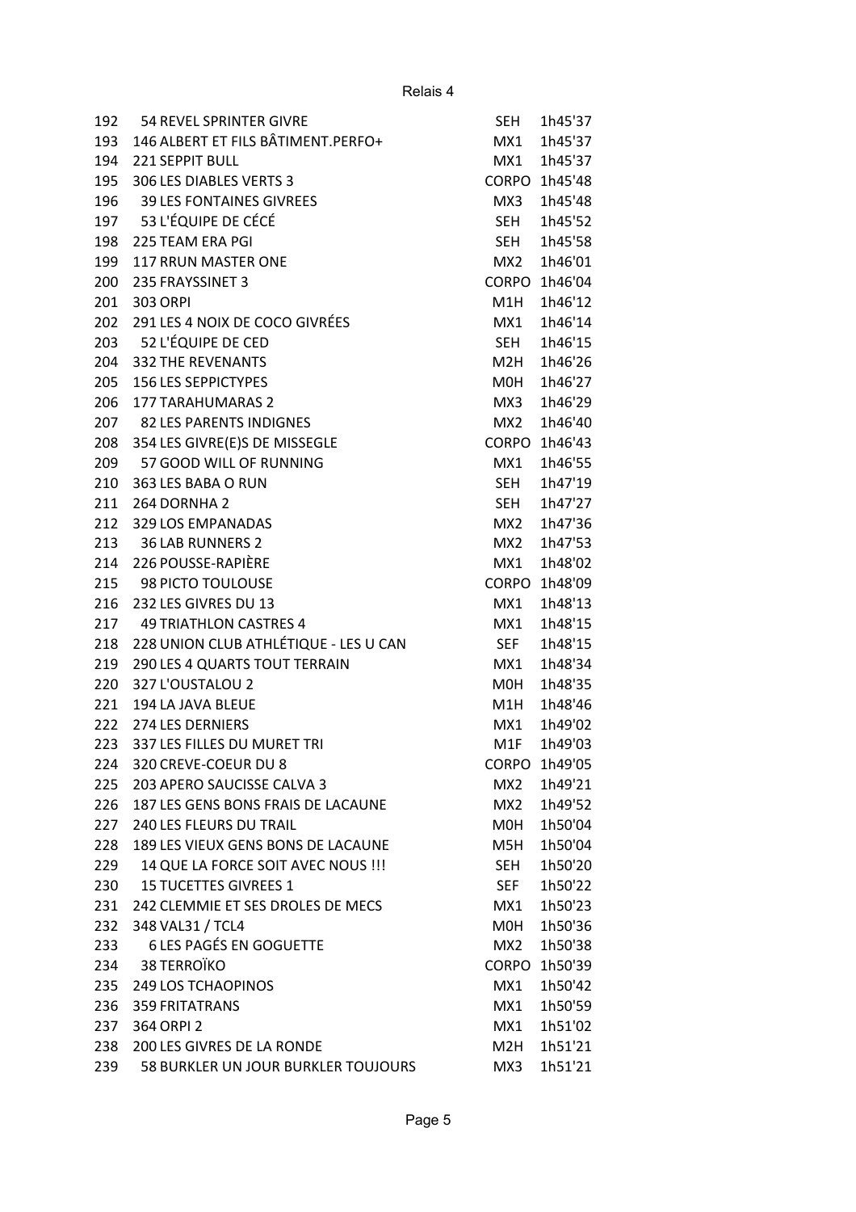Relais 4

| | | | |
|---|---|---|---|
| 192 | 54 REVEL SPRINTER GIVRE | SEH | 1h45'37 |
| 193 | 146 ALBERT ET FILS BÂTIMENT.PERFO+ | MX1 | 1h45'37 |
| 194 | 221 SEPPIT BULL | MX1 | 1h45'37 |
| 195 | 306 LES DIABLES VERTS 3 | CORPO | 1h45'48 |
| 196 | 39 LES FONTAINES GIVREES | MX3 | 1h45'48 |
| 197 | 53 L'ÉQUIPE DE CÉCÉ | SEH | 1h45'52 |
| 198 | 225 TEAM ERA PGI | SEH | 1h45'58 |
| 199 | 117 RRUN MASTER ONE | MX2 | 1h46'01 |
| 200 | 235 FRAYSSINET 3 | CORPO | 1h46'04 |
| 201 | 303 ORPI | M1H | 1h46'12 |
| 202 | 291 LES 4 NOIX DE COCO GIVRÉES | MX1 | 1h46'14 |
| 203 | 52 L'ÉQUIPE DE CED | SEH | 1h46'15 |
| 204 | 332 THE REVENANTS | M2H | 1h46'26 |
| 205 | 156 LES SEPPICTYPES | M0H | 1h46'27 |
| 206 | 177 TARAHUMARAS 2 | MX3 | 1h46'29 |
| 207 | 82 LES PARENTS INDIGNES | MX2 | 1h46'40 |
| 208 | 354 LES GIVRE(E)S DE MISSEGLE | CORPO | 1h46'43 |
| 209 | 57 GOOD WILL OF RUNNING | MX1 | 1h46'55 |
| 210 | 363 LES BABA O RUN | SEH | 1h47'19 |
| 211 | 264 DORNHA 2 | SEH | 1h47'27 |
| 212 | 329 LOS EMPANADAS | MX2 | 1h47'36 |
| 213 | 36 LAB RUNNERS 2 | MX2 | 1h47'53 |
| 214 | 226 POUSSE-RAPIÈRE | MX1 | 1h48'02 |
| 215 | 98 PICTO TOULOUSE | CORPO | 1h48'09 |
| 216 | 232 LES GIVRES DU 13 | MX1 | 1h48'13 |
| 217 | 49 TRIATHLON CASTRES 4 | MX1 | 1h48'15 |
| 218 | 228 UNION CLUB ATHLÉTIQUE - LES U CAN | SEF | 1h48'15 |
| 219 | 290 LES 4 QUARTS TOUT TERRAIN | MX1 | 1h48'34 |
| 220 | 327 L'OUSTALOU 2 | M0H | 1h48'35 |
| 221 | 194 LA JAVA BLEUE | M1H | 1h48'46 |
| 222 | 274 LES DERNIERS | MX1 | 1h49'02 |
| 223 | 337 LES FILLES DU MURET TRI | M1F | 1h49'03 |
| 224 | 320 CREVE-COEUR DU 8 | CORPO | 1h49'05 |
| 225 | 203 APERO SAUCISSE CALVA 3 | MX2 | 1h49'21 |
| 226 | 187 LES GENS BONS FRAIS DE LACAUNE | MX2 | 1h49'52 |
| 227 | 240 LES FLEURS DU TRAIL | M0H | 1h50'04 |
| 228 | 189 LES VIEUX GENS BONS DE LACAUNE | M5H | 1h50'04 |
| 229 | 14 QUE LA FORCE SOIT AVEC NOUS !!! | SEH | 1h50'20 |
| 230 | 15 TUCETTES GIVREES 1 | SEF | 1h50'22 |
| 231 | 242 CLEMMIE ET SES DROLES DE MECS | MX1 | 1h50'23 |
| 232 | 348 VAL31 / TCL4 | M0H | 1h50'36 |
| 233 | 6 LES PAGÉS EN GOGUETTE | MX2 | 1h50'38 |
| 234 | 38 TERROÏKO | CORPO | 1h50'39 |
| 235 | 249 LOS TCHAOPINOS | MX1 | 1h50'42 |
| 236 | 359 FRITATRANS | MX1 | 1h50'59 |
| 237 | 364 ORPI 2 | MX1 | 1h51'02 |
| 238 | 200 LES GIVRES DE LA RONDE | M2H | 1h51'21 |
| 239 | 58 BURKLER UN JOUR BURKLER TOUJOURS | MX3 | 1h51'21 |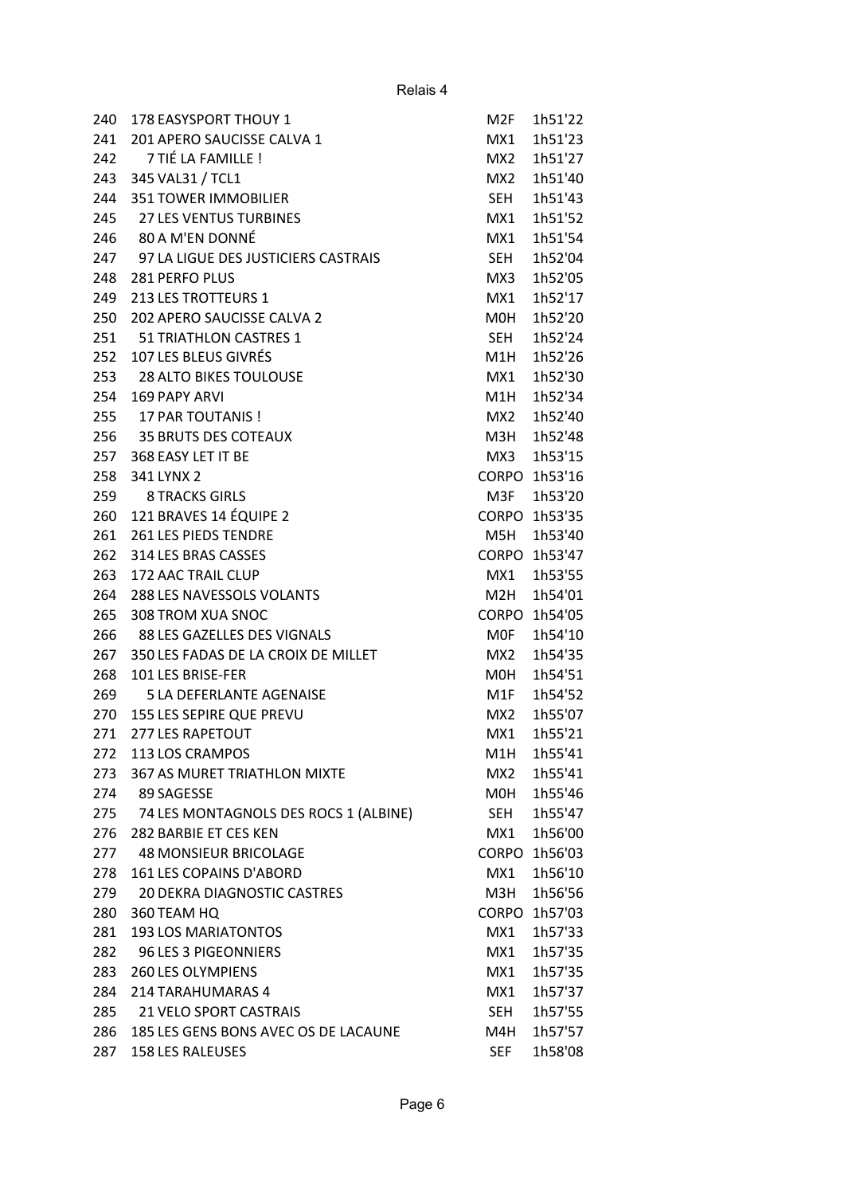Relais 4

| | | | |
|---|---|---|---|
| 240 | 178 EASYSPORT THOUY 1 | M2F | 1h51'22 |
| 241 | 201 APERO SAUCISSE CALVA 1 | MX1 | 1h51'23 |
| 242 | 7 TIÉ LA FAMILLE ! | MX2 | 1h51'27 |
| 243 | 345 VAL31 / TCL1 | MX2 | 1h51'40 |
| 244 | 351 TOWER IMMOBILIER | SEH | 1h51'43 |
| 245 | 27 LES VENTUS TURBINES | MX1 | 1h51'52 |
| 246 | 80 A M'EN DONNÉ | MX1 | 1h51'54 |
| 247 | 97 LA LIGUE DES JUSTICIERS CASTRAIS | SEH | 1h52'04 |
| 248 | 281 PERFO PLUS | MX3 | 1h52'05 |
| 249 | 213 LES TROTTEURS 1 | MX1 | 1h52'17 |
| 250 | 202 APERO SAUCISSE CALVA 2 | M0H | 1h52'20 |
| 251 | 51 TRIATHLON CASTRES 1 | SEH | 1h52'24 |
| 252 | 107 LES BLEUS GIVRÉS | M1H | 1h52'26 |
| 253 | 28 ALTO BIKES TOULOUSE | MX1 | 1h52'30 |
| 254 | 169 PAPY ARVI | M1H | 1h52'34 |
| 255 | 17 PAR TOUTANIS ! | MX2 | 1h52'40 |
| 256 | 35 BRUTS DES COTEAUX | M3H | 1h52'48 |
| 257 | 368 EASY LET IT BE | MX3 | 1h53'15 |
| 258 | 341 LYNX 2 | CORPO | 1h53'16 |
| 259 | 8 TRACKS GIRLS | M3F | 1h53'20 |
| 260 | 121 BRAVES 14 ÉQUIPE 2 | CORPO | 1h53'35 |
| 261 | 261 LES PIEDS TENDRE | M5H | 1h53'40 |
| 262 | 314 LES BRAS CASSES | CORPO | 1h53'47 |
| 263 | 172 AAC TRAIL CLUP | MX1 | 1h53'55 |
| 264 | 288 LES NAVESSOLS VOLANTS | M2H | 1h54'01 |
| 265 | 308 TROM XUA SNOC | CORPO | 1h54'05 |
| 266 | 88 LES GAZELLES DES VIGNALS | M0F | 1h54'10 |
| 267 | 350 LES FADAS DE LA CROIX DE MILLET | MX2 | 1h54'35 |
| 268 | 101 LES BRISE-FER | M0H | 1h54'51 |
| 269 | 5 LA DEFERLANTE AGENAISE | M1F | 1h54'52 |
| 270 | 155 LES SEPIRE QUE PREVU | MX2 | 1h55'07 |
| 271 | 277 LES RAPETOUT | MX1 | 1h55'21 |
| 272 | 113 LOS CRAMPOS | M1H | 1h55'41 |
| 273 | 367 AS MURET TRIATHLON MIXTE | MX2 | 1h55'41 |
| 274 | 89 SAGESSE | M0H | 1h55'46 |
| 275 | 74 LES MONTAGNOLS DES ROCS 1 (ALBINE) | SEH | 1h55'47 |
| 276 | 282 BARBIE ET CES KEN | MX1 | 1h56'00 |
| 277 | 48 MONSIEUR BRICOLAGE | CORPO | 1h56'03 |
| 278 | 161 LES COPAINS D'ABORD | MX1 | 1h56'10 |
| 279 | 20 DEKRA DIAGNOSTIC CASTRES | M3H | 1h56'56 |
| 280 | 360 TEAM HQ | CORPO | 1h57'03 |
| 281 | 193 LOS MARIATONTOS | MX1 | 1h57'33 |
| 282 | 96 LES 3 PIGEONNIERS | MX1 | 1h57'35 |
| 283 | 260 LES OLYMPIENS | MX1 | 1h57'35 |
| 284 | 214 TARAHUMARAS 4 | MX1 | 1h57'37 |
| 285 | 21 VELO SPORT CASTRAIS | SEH | 1h57'55 |
| 286 | 185 LES GENS BONS AVEC OS DE LACAUNE | M4H | 1h57'57 |
| 287 | 158 LES RALEUSES | SEF | 1h58'08 |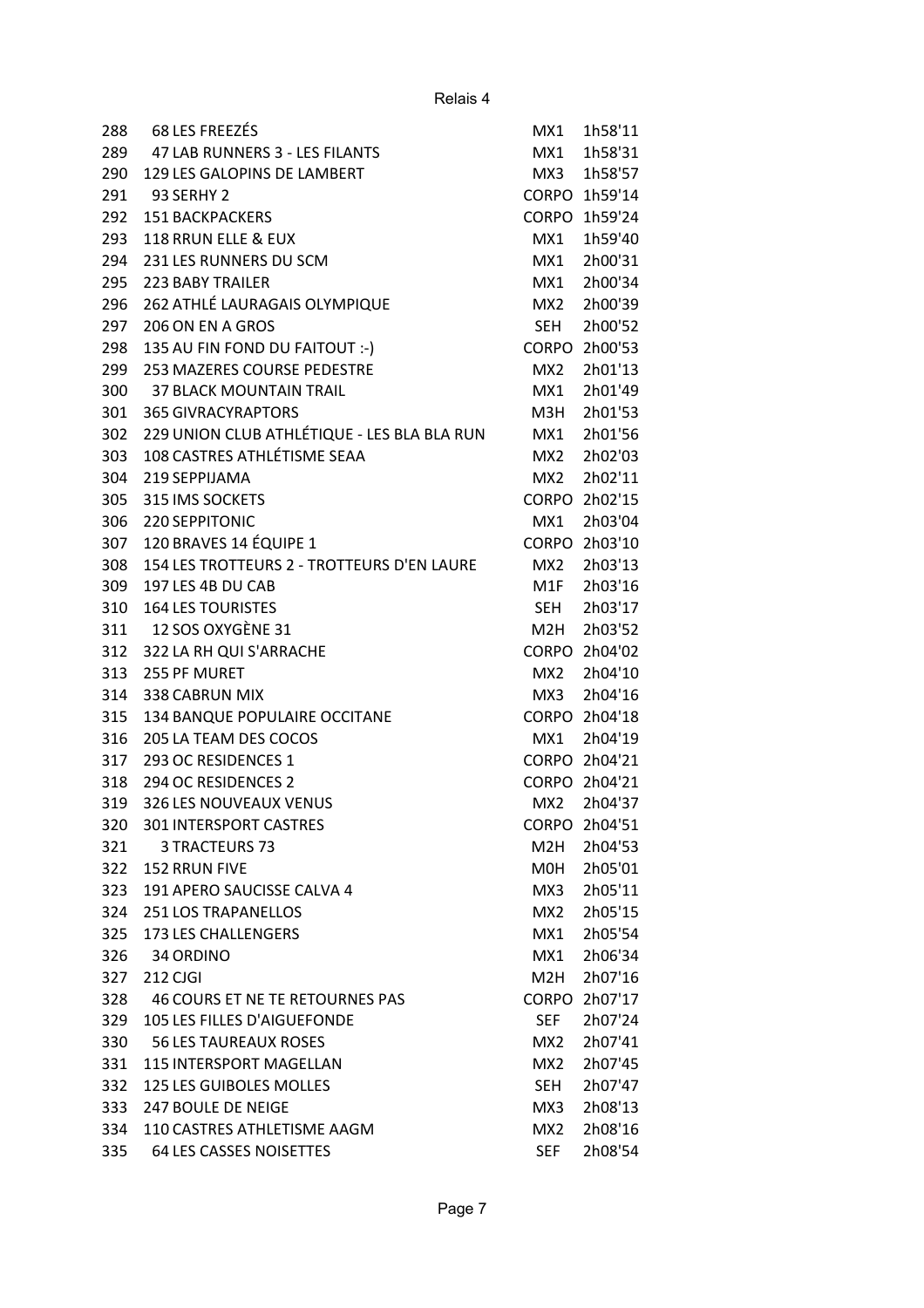Relais 4

| | | | |
|---|---|---|---|
| 288 | 68 LES FREEZÉS | MX1 | 1h58'11 |
| 289 | 47 LAB RUNNERS 3 - LES FILANTS | MX1 | 1h58'31 |
| 290 | 129 LES GALOPINS DE LAMBERT | MX3 | 1h58'57 |
| 291 | 93 SERHY 2 | CORPO | 1h59'14 |
| 292 | 151 BACKPACKERS | CORPO | 1h59'24 |
| 293 | 118 RRUN ELLE & EUX | MX1 | 1h59'40 |
| 294 | 231 LES RUNNERS DU SCM | MX1 | 2h00'31 |
| 295 | 223 BABY TRAILER | MX1 | 2h00'34 |
| 296 | 262 ATHLÉ LAURAGAIS OLYMPIQUE | MX2 | 2h00'39 |
| 297 | 206 ON EN A GROS | SEH | 2h00'52 |
| 298 | 135 AU FIN FOND DU FAITOUT :-) | CORPO | 2h00'53 |
| 299 | 253 MAZERES COURSE PEDESTRE | MX2 | 2h01'13 |
| 300 | 37 BLACK MOUNTAIN TRAIL | MX1 | 2h01'49 |
| 301 | 365 GIVRACYRAPTORS | M3H | 2h01'53 |
| 302 | 229 UNION CLUB ATHLÉTIQUE - LES BLA BLA RUN | MX1 | 2h01'56 |
| 303 | 108 CASTRES ATHLÉTISME SEAA | MX2 | 2h02'03 |
| 304 | 219 SEPPIJAMA | MX2 | 2h02'11 |
| 305 | 315 IMS SOCKETS | CORPO | 2h02'15 |
| 306 | 220 SEPPITONIC | MX1 | 2h03'04 |
| 307 | 120 BRAVES 14 ÉQUIPE 1 | CORPO | 2h03'10 |
| 308 | 154 LES TROTTEURS 2 - TROTTEURS D'EN LAURE | MX2 | 2h03'13 |
| 309 | 197 LES 4B DU CAB | M1F | 2h03'16 |
| 310 | 164 LES TOURISTES | SEH | 2h03'17 |
| 311 | 12 SOS OXYGÈNE 31 | M2H | 2h03'52 |
| 312 | 322 LA RH QUI S'ARRACHE | CORPO | 2h04'02 |
| 313 | 255 PF MURET | MX2 | 2h04'10 |
| 314 | 338 CABRUN MIX | MX3 | 2h04'16 |
| 315 | 134 BANQUE POPULAIRE OCCITANE | CORPO | 2h04'18 |
| 316 | 205 LA TEAM DES COCOS | MX1 | 2h04'19 |
| 317 | 293 OC RESIDENCES 1 | CORPO | 2h04'21 |
| 318 | 294 OC RESIDENCES 2 | CORPO | 2h04'21 |
| 319 | 326 LES NOUVEAUX VENUS | MX2 | 2h04'37 |
| 320 | 301 INTERSPORT CASTRES | CORPO | 2h04'51 |
| 321 | 3 TRACTEURS 73 | M2H | 2h04'53 |
| 322 | 152 RRUN FIVE | M0H | 2h05'01 |
| 323 | 191 APERO SAUCISSE CALVA 4 | MX3 | 2h05'11 |
| 324 | 251 LOS TRAPANELLOS | MX2 | 2h05'15 |
| 325 | 173 LES CHALLENGERS | MX1 | 2h05'54 |
| 326 | 34 ORDINO | MX1 | 2h06'34 |
| 327 | 212 CJGI | M2H | 2h07'16 |
| 328 | 46 COURS ET NE TE RETOURNES PAS | CORPO | 2h07'17 |
| 329 | 105 LES FILLES D'AIGUEFONDE | SEF | 2h07'24 |
| 330 | 56 LES TAUREAUX ROSES | MX2 | 2h07'41 |
| 331 | 115 INTERSPORT MAGELLAN | MX2 | 2h07'45 |
| 332 | 125 LES GUIBOLES MOLLES | SEH | 2h07'47 |
| 333 | 247 BOULE DE NEIGE | MX3 | 2h08'13 |
| 334 | 110 CASTRES ATHLETISME AAGM | MX2 | 2h08'16 |
| 335 | 64 LES CASSES NOISETTES | SEF | 2h08'54 |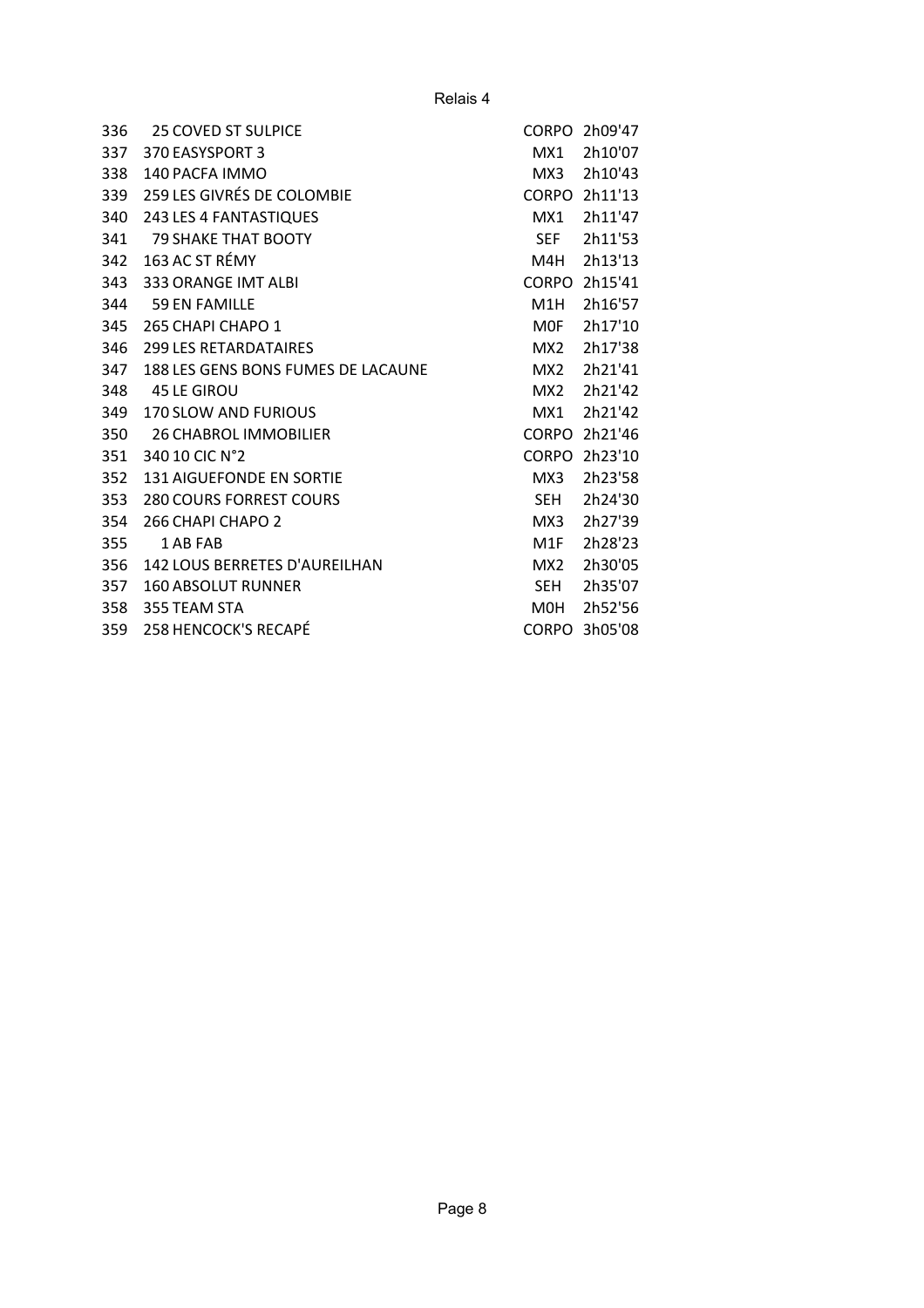Relais 4

| | | | | |
|---|---|---|---|---|
| 336 | 25 | COVED ST SULPICE | CORPO | 2h09'47 |
| 337 | 370 | EASYSPORT 3 | MX1 | 2h10'07 |
| 338 | 140 | PACFA IMMO | MX3 | 2h10'43 |
| 339 | 259 | LES GIVRÉS DE COLOMBIE | CORPO | 2h11'13 |
| 340 | 243 | LES 4 FANTASTIQUES | MX1 | 2h11'47 |
| 341 | 79 | SHAKE THAT BOOTY | SEF | 2h11'53 |
| 342 | 163 | AC ST RÉMY | M4H | 2h13'13 |
| 343 | 333 | ORANGE IMT ALBI | CORPO | 2h15'41 |
| 344 | 59 | EN FAMILLE | M1H | 2h16'57 |
| 345 | 265 | CHAPI CHAPO 1 | M0F | 2h17'10 |
| 346 | 299 | LES RETARDATAIRES | MX2 | 2h17'38 |
| 347 | 188 | LES GENS BONS FUMES DE LACAUNE | MX2 | 2h21'41 |
| 348 | 45 | LE GIROU | MX2 | 2h21'42 |
| 349 | 170 | SLOW AND FURIOUS | MX1 | 2h21'42 |
| 350 | 26 | CHABROL IMMOBILIER | CORPO | 2h21'46 |
| 351 | 340 | 10 CIC N°2 | CORPO | 2h23'10 |
| 352 | 131 | AIGUEFONDE EN SORTIE | MX3 | 2h23'58 |
| 353 | 280 | COURS FORREST COURS | SEH | 2h24'30 |
| 354 | 266 | CHAPI CHAPO 2 | MX3 | 2h27'39 |
| 355 | 1 | AB FAB | M1F | 2h28'23 |
| 356 | 142 | LOUS BERRETES D'AUREILHAN | MX2 | 2h30'05 |
| 357 | 160 | ABSOLUT RUNNER | SEH | 2h35'07 |
| 358 | 355 | TEAM STA | M0H | 2h52'56 |
| 359 | 258 | HENCOCK'S RECAPÉ | CORPO | 3h05'08 |